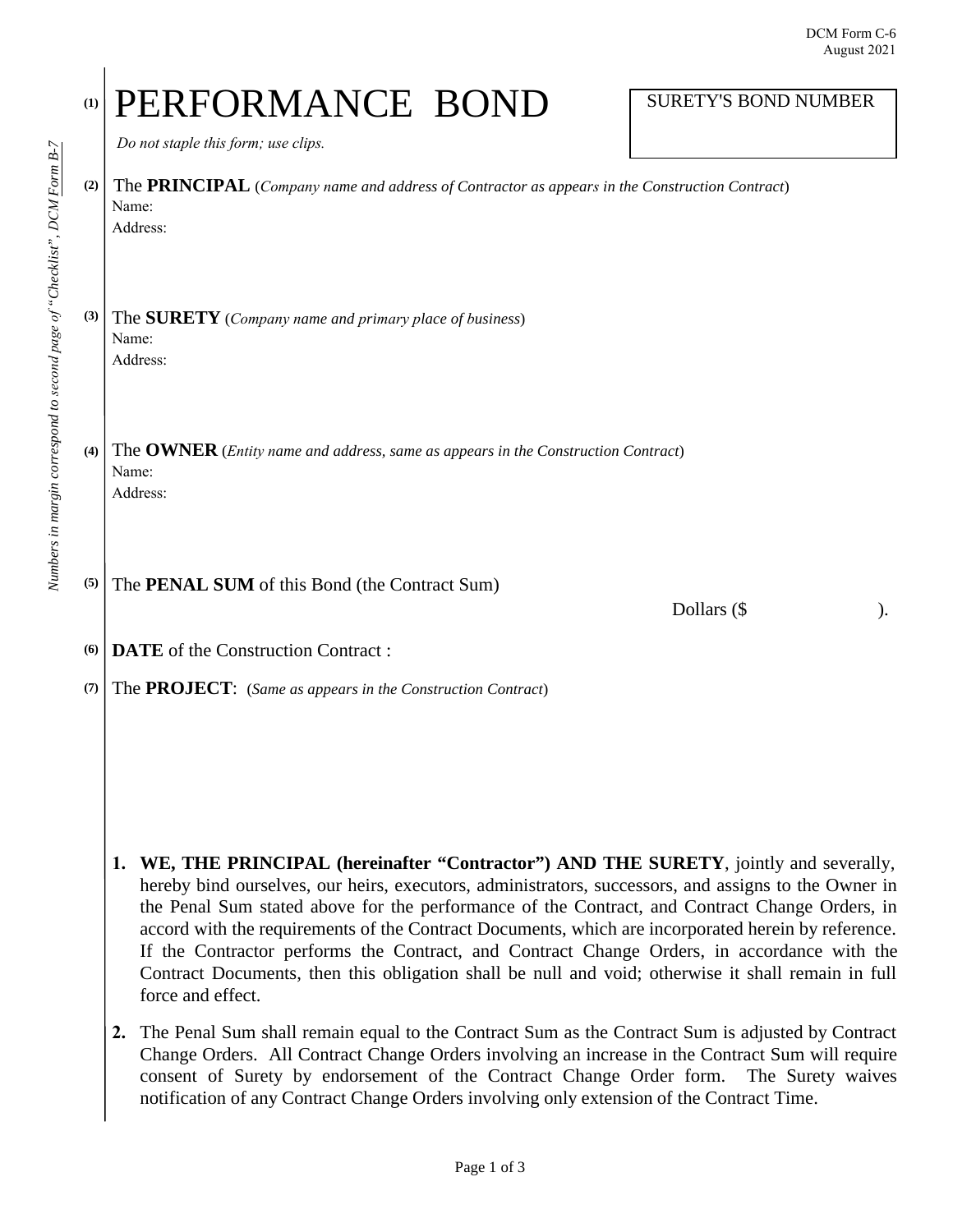DCM Form C-6
August 2021

*Numbers in margin correspond to second page of "Checklist", DCM Form B-7*

(1)

# PERFORMANCE BOND

| SURETY'S BOND NUMBER |
|---|
| |

*Do not staple this form; use clips.*

(2) The **PRINCIPAL** (*Company name and address of Contractor as appears in the Construction Contract*)
Name:
Address:

(3) The **SURETY** (*Company name and primary place of business*)
Name:
Address:

(4) The **OWNER** (*Entity name and address, same as appears in the Construction Contract*)
Name:
Address:

(5) The **PENAL SUM** of this Bond (the Contract Sum)

Dollars ($ ).

(6) **DATE** of the Construction Contract :

(7) The **PROJECT**: (*Same as appears in the Construction Contract*)

1. **WE, THE PRINCIPAL (hereinafter "Contractor") AND THE SURETY**, jointly and severally, hereby bind ourselves, our heirs, executors, administrators, successors, and assigns to the Owner in the Penal Sum stated above for the performance of the Contract, and Contract Change Orders, in accord with the requirements of the Contract Documents, which are incorporated herein by reference. If the Contractor performs the Contract, and Contract Change Orders, in accordance with the Contract Documents, then this obligation shall be null and void; otherwise it shall remain in full force and effect.

2. The Penal Sum shall remain equal to the Contract Sum as the Contract Sum is adjusted by Contract Change Orders. All Contract Change Orders involving an increase in the Contract Sum will require consent of Surety by endorsement of the Contract Change Order form. The Surety waives notification of any Contract Change Orders involving only extension of the Contract Time.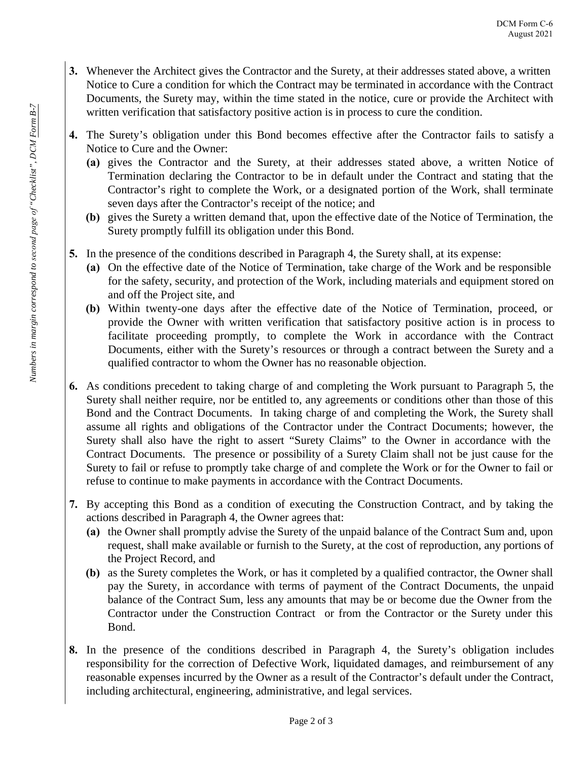3. Whenever the Architect gives the Contractor and the Surety, at their addresses stated above, a written Notice to Cure a condition for which the Contract may be terminated in accordance with the Contract Documents, the Surety may, within the time stated in the notice, cure or provide the Architect with written verification that satisfactory positive action is in process to cure the condition.

4. The Surety's obligation under this Bond becomes effective after the Contractor fails to satisfy a Notice to Cure and the Owner:
   - **(a)** gives the Contractor and the Surety, at their addresses stated above, a written Notice of Termination declaring the Contractor to be in default under the Contract and stating that the Contractor's right to complete the Work, or a designated portion of the Work, shall terminate seven days after the Contractor's receipt of the notice; and
   - **(b)** gives the Surety a written demand that, upon the effective date of the Notice of Termination, the Surety promptly fulfill its obligation under this Bond.

5. In the presence of the conditions described in Paragraph 4, the Surety shall, at its expense:
   - **(a)** On the effective date of the Notice of Termination, take charge of the Work and be responsible for the safety, security, and protection of the Work, including materials and equipment stored on and off the Project site, and
   - **(b)** Within twenty-one days after the effective date of the Notice of Termination, proceed, or provide the Owner with written verification that satisfactory positive action is in process to facilitate proceeding promptly, to complete the Work in accordance with the Contract Documents, either with the Surety's resources or through a contract between the Surety and a qualified contractor to whom the Owner has no reasonable objection.

6. As conditions precedent to taking charge of and completing the Work pursuant to Paragraph 5, the Surety shall neither require, nor be entitled to, any agreements or conditions other than those of this Bond and the Contract Documents. In taking charge of and completing the Work, the Surety shall assume all rights and obligations of the Contractor under the Contract Documents; however, the Surety shall also have the right to assert "Surety Claims" to the Owner in accordance with the Contract Documents. The presence or possibility of a Surety Claim shall not be just cause for the Surety to fail or refuse to promptly take charge of and complete the Work or for the Owner to fail or refuse to continue to make payments in accordance with the Contract Documents.

7. By accepting this Bond as a condition of executing the Construction Contract, and by taking the actions described in Paragraph 4, the Owner agrees that:
   - **(a)** the Owner shall promptly advise the Surety of the unpaid balance of the Contract Sum and, upon request, shall make available or furnish to the Surety, at the cost of reproduction, any portions of the Project Record, and
   - **(b)** as the Surety completes the Work, or has it completed by a qualified contractor, the Owner shall pay the Surety, in accordance with terms of payment of the Contract Documents, the unpaid balance of the Contract Sum, less any amounts that may be or become due the Owner from the Contractor under the Construction Contract or from the Contractor or the Surety under this Bond.

8. In the presence of the conditions described in Paragraph 4, the Surety's obligation includes responsibility for the correction of Defective Work, liquidated damages, and reimbursement of any reasonable expenses incurred by the Owner as a result of the Contractor's default under the Contract, including architectural, engineering, administrative, and legal services.

*Numbers in margin correspond to second page of "Checklist", DCM Form B-7*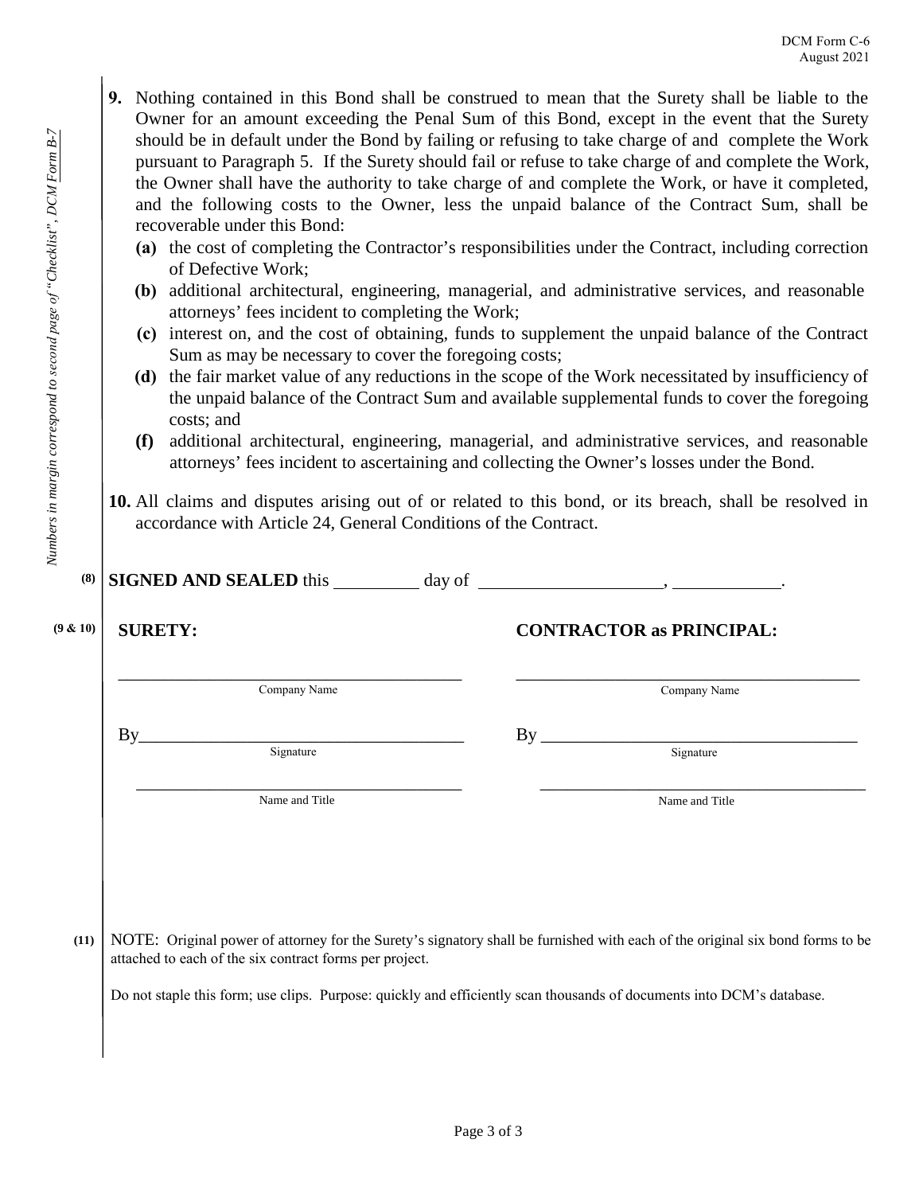9. Nothing contained in this Bond shall be construed to mean that the Surety shall be liable to the Owner for an amount exceeding the Penal Sum of this Bond, except in the event that the Surety should be in default under the Bond by failing or refusing to take charge of and complete the Work pursuant to Paragraph 5. If the Surety should fail or refuse to take charge of and complete the Work, the Owner shall have the authority to take charge of and complete the Work, or have it completed, and the following costs to the Owner, less the unpaid balance of the Contract Sum, shall be recoverable under this Bond:
   - **(a)** the cost of completing the Contractor's responsibilities under the Contract, including correction of Defective Work;
   - **(b)** additional architectural, engineering, managerial, and administrative services, and reasonable attorneys' fees incident to completing the Work;
   - **(c)** interest on, and the cost of obtaining, funds to supplement the unpaid balance of the Contract Sum as may be necessary to cover the foregoing costs;
   - **(d)** the fair market value of any reductions in the scope of the Work necessitated by insufficiency of the unpaid balance of the Contract Sum and available supplemental funds to cover the foregoing costs; and
   - **(f)** additional architectural, engineering, managerial, and administrative services, and reasonable attorneys' fees incident to ascertaining and collecting the Owner's losses under the Bond.

10. All claims and disputes arising out of or related to this bond, or its breach, shall be resolved in accordance with Article 24, General Conditions of the Contract.

*Numbers in margin correspond to second page of "Checklist", DCM Form B-7*

(8) **SIGNED AND SEALED** this _________ day of ____________________, ____________.

(9 & 10)

| **SURETY:** | **CONTRACTOR as PRINCIPAL:** |
|---|---|
| _______________________________ | _______________________________ |
| Company Name | Company Name |
| By_____________________________ | By _____________________________ |
| Signature | Signature |
| _______________________________ | _______________________________ |
| Name and Title | Name and Title |

(11) NOTE: Original power of attorney for the Surety's signatory shall be furnished with each of the original six bond forms to be attached to each of the six contract forms per project.

Do not staple this form; use clips. Purpose: quickly and efficiently scan thousands of documents into DCM's database.